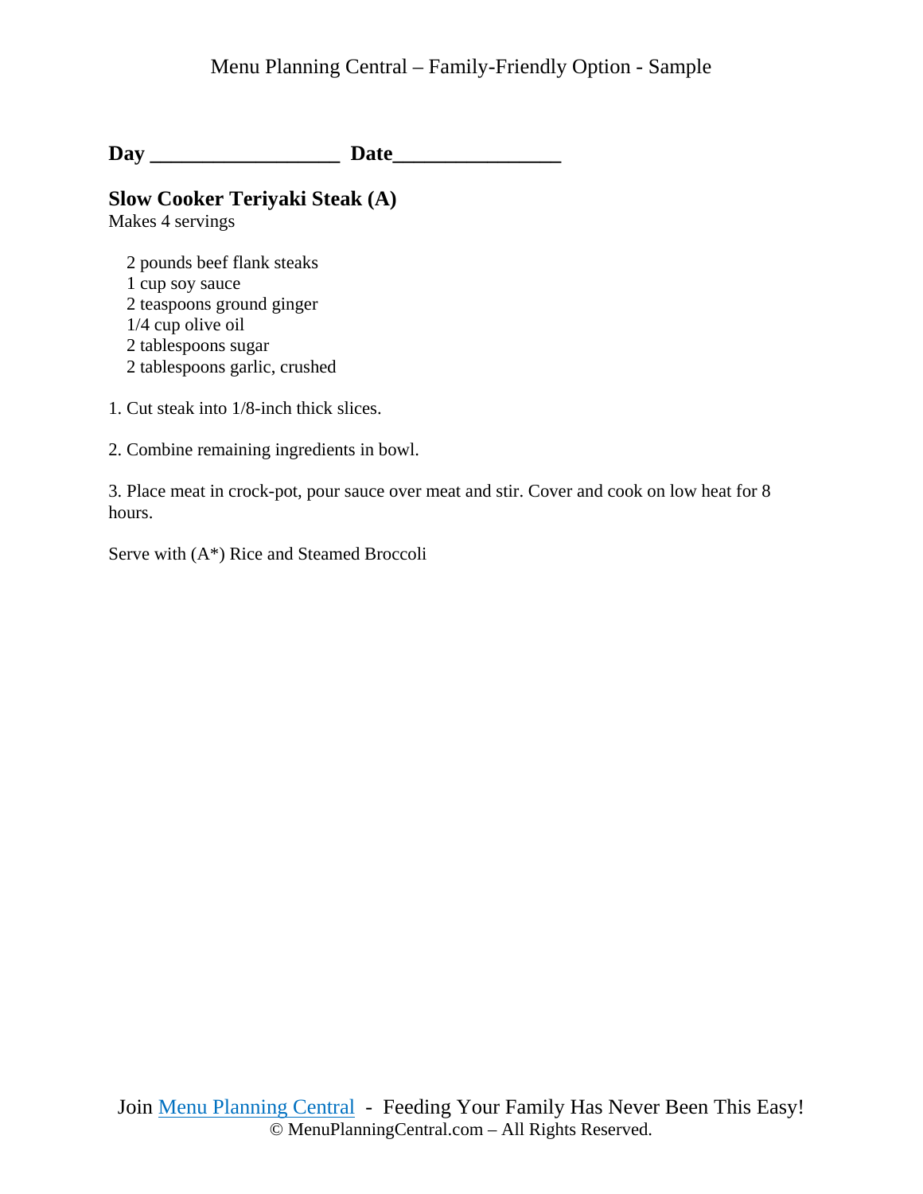**Day \_\_\_\_\_\_\_\_\_\_\_\_\_\_\_\_\_\_ Date\_\_\_\_\_\_\_\_\_\_\_\_\_\_\_\_**

## Slow Cooker Teriyaki Steak (A)

Makes 4 servings

- 2 pounds beef flank steaks
- 1 cup soy sauce
- 2 teaspoons ground ginger
- 1/4 cup olive oil
- 2 tablespoons sugar
- 2 tablespoons garlic, crushed

1. Cut steak into 1/8-inch thick slices.

2. Combine remaining ingredients in bowl.

3. Place meat in crock-pot, pour sauce over meat and stir. Cover and cook on low heat for 8 hours.

Serve with (A*) Rice and Steamed Broccoli

Join Menu Planning Central - Feeding Your Family Has Never Been This Easy!
© MenuPlanningCentral.com – All Rights Reserved.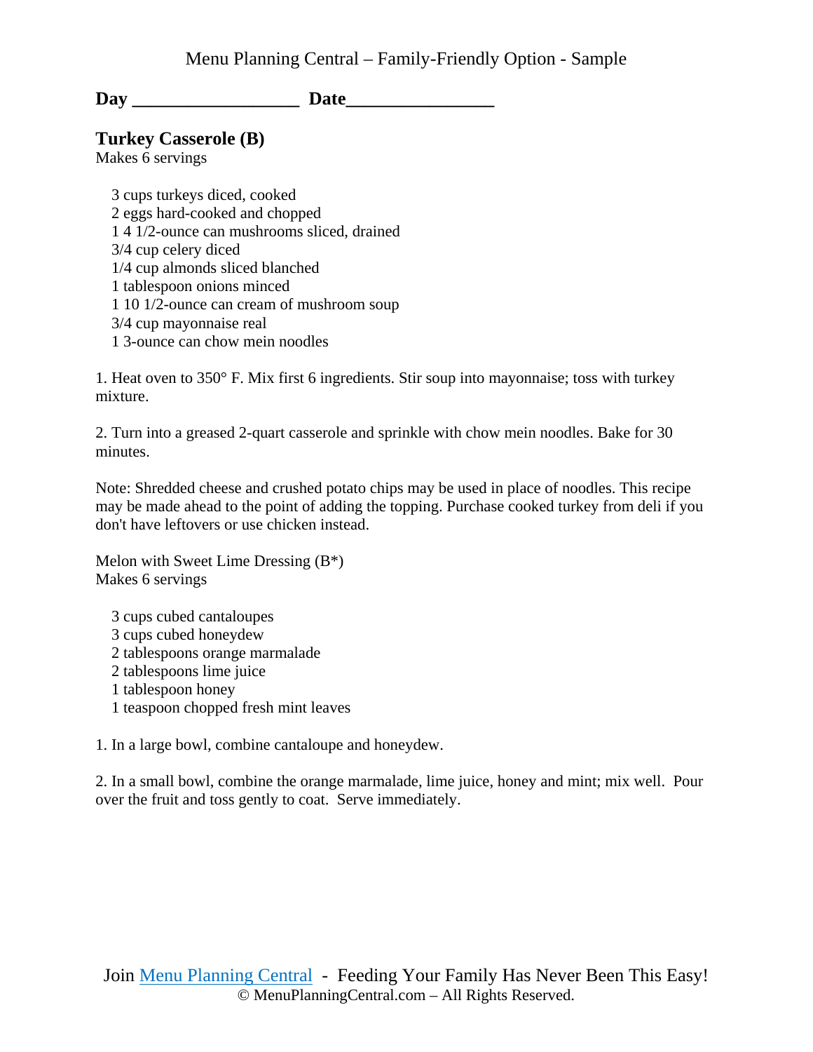Day __________________ Date________________

## Turkey Casserole (B)

Makes 6 servings

- 3 cups turkeys diced, cooked
- 2 eggs hard-cooked and chopped
- 1 4 1/2-ounce can mushrooms sliced, drained
- 3/4 cup celery diced
- 1/4 cup almonds sliced blanched
- 1 tablespoon onions minced
- 1 10 1/2-ounce can cream of mushroom soup
- 3/4 cup mayonnaise real
- 1 3-ounce can chow mein noodles

1. Heat oven to 350° F. Mix first 6 ingredients. Stir soup into mayonnaise; toss with turkey mixture.

2. Turn into a greased 2-quart casserole and sprinkle with chow mein noodles. Bake for 30 minutes.

Note: Shredded cheese and crushed potato chips may be used in place of noodles. This recipe may be made ahead to the point of adding the topping. Purchase cooked turkey from deli if you don't have leftovers or use chicken instead.

Melon with Sweet Lime Dressing (B*)
Makes 6 servings

- 3 cups cubed cantaloupes
- 3 cups cubed honeydew
- 2 tablespoons orange marmalade
- 2 tablespoons lime juice
- 1 tablespoon honey
- 1 teaspoon chopped fresh mint leaves

1. In a large bowl, combine cantaloupe and honeydew.

2. In a small bowl, combine the orange marmalade, lime juice, honey and mint; mix well. Pour over the fruit and toss gently to coat. Serve immediately.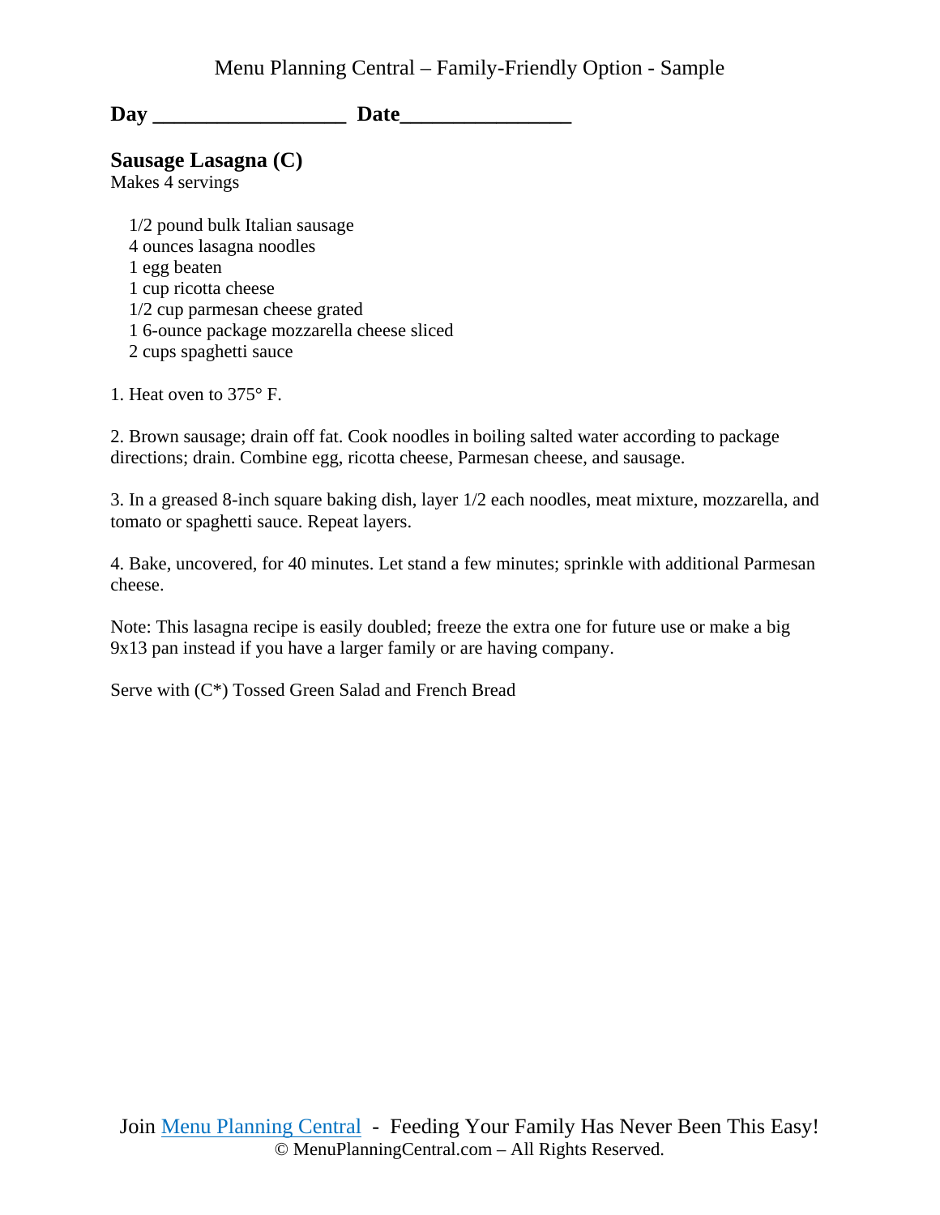**Day \_\_\_\_\_\_\_\_\_\_\_\_\_\_\_\_\_\_\_ Date\_\_\_\_\_\_\_\_\_\_\_\_\_\_\_\_\_**

## Sausage Lasagna (C)

Makes 4 servings

- 1/2 pound bulk Italian sausage
- 4 ounces lasagna noodles
- 1 egg beaten
- 1 cup ricotta cheese
- 1/2 cup parmesan cheese grated
- 1 6-ounce package mozzarella cheese sliced
- 2 cups spaghetti sauce

1. Heat oven to 375° F.

2. Brown sausage; drain off fat. Cook noodles in boiling salted water according to package directions; drain. Combine egg, ricotta cheese, Parmesan cheese, and sausage.

3. In a greased 8-inch square baking dish, layer 1/2 each noodles, meat mixture, mozzarella, and tomato or spaghetti sauce. Repeat layers.

4. Bake, uncovered, for 40 minutes. Let stand a few minutes; sprinkle with additional Parmesan cheese.

Note: This lasagna recipe is easily doubled; freeze the extra one for future use or make a big 9x13 pan instead if you have a larger family or are having company.

Serve with (C*) Tossed Green Salad and French Bread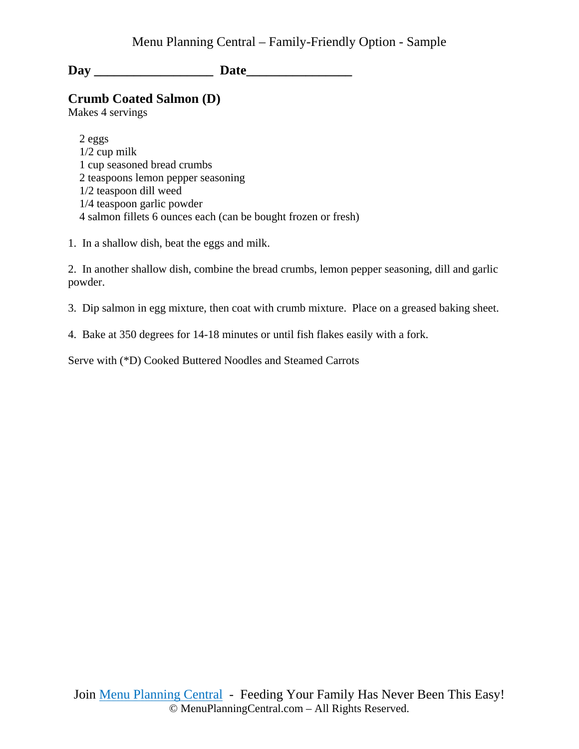**Day \_\_\_\_\_\_\_\_\_\_\_\_\_\_\_\_\_\_ Date\_\_\_\_\_\_\_\_\_\_\_\_\_\_\_\_**

## Crumb Coated Salmon (D)

Makes 4 servings

2 eggs
1/2 cup milk
1 cup seasoned bread crumbs
2 teaspoons lemon pepper seasoning
1/2 teaspoon dill weed
1/4 teaspoon garlic powder
4 salmon fillets 6 ounces each (can be bought frozen or fresh)

1. In a shallow dish, beat the eggs and milk.

2. In another shallow dish, combine the bread crumbs, lemon pepper seasoning, dill and garlic powder.

3. Dip salmon in egg mixture, then coat with crumb mixture. Place on a greased baking sheet.

4. Bake at 350 degrees for 14-18 minutes or until fish flakes easily with a fork.

Serve with (*D) Cooked Buttered Noodles and Steamed Carrots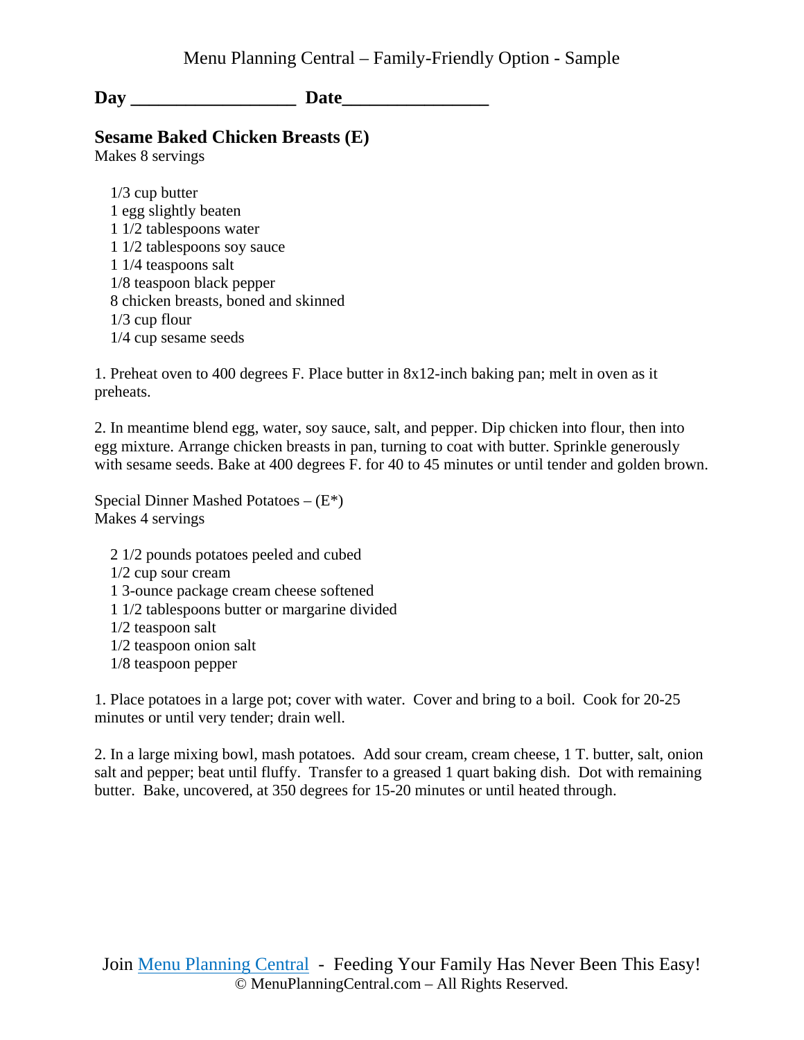**Day \_\_\_\_\_\_\_\_\_\_\_\_\_\_\_\_\_\_ Date\_\_\_\_\_\_\_\_\_\_\_\_\_\_\_\_**

## Sesame Baked Chicken Breasts (E)

Makes 8 servings

- 1/3 cup butter
- 1 egg slightly beaten
- 1 1/2 tablespoons water
- 1 1/2 tablespoons soy sauce
- 1 1/4 teaspoons salt
- 1/8 teaspoon black pepper
- 8 chicken breasts, boned and skinned
- 1/3 cup flour
- 1/4 cup sesame seeds

1. Preheat oven to 400 degrees F. Place butter in 8x12-inch baking pan; melt in oven as it preheats.

2. In meantime blend egg, water, soy sauce, salt, and pepper. Dip chicken into flour, then into egg mixture. Arrange chicken breasts in pan, turning to coat with butter. Sprinkle generously with sesame seeds. Bake at 400 degrees F. for 40 to 45 minutes or until tender and golden brown.

Special Dinner Mashed Potatoes – (E*)

Makes 4 servings

- 2 1/2 pounds potatoes peeled and cubed
- 1/2 cup sour cream
- 1 3-ounce package cream cheese softened
- 1 1/2 tablespoons butter or margarine divided
- 1/2 teaspoon salt
- 1/2 teaspoon onion salt
- 1/8 teaspoon pepper

1. Place potatoes in a large pot; cover with water. Cover and bring to a boil. Cook for 20-25 minutes or until very tender; drain well.

2. In a large mixing bowl, mash potatoes. Add sour cream, cream cheese, 1 T. butter, salt, onion salt and pepper; beat until fluffy. Transfer to a greased 1 quart baking dish. Dot with remaining butter. Bake, uncovered, at 350 degrees for 15-20 minutes or until heated through.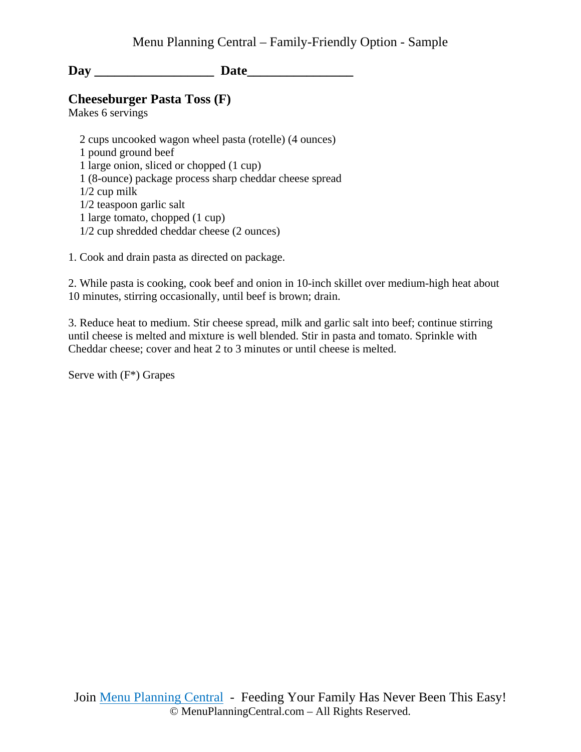**Day __________________ Date________________**

## Cheeseburger Pasta Toss (F)

Makes 6 servings

- 2 cups uncooked wagon wheel pasta (rotelle) (4 ounces)
- 1 pound ground beef
- 1 large onion, sliced or chopped (1 cup)
- 1 (8-ounce) package process sharp cheddar cheese spread
- 1/2 cup milk
- 1/2 teaspoon garlic salt
- 1 large tomato, chopped (1 cup)
- 1/2 cup shredded cheddar cheese (2 ounces)

1. Cook and drain pasta as directed on package.

2. While pasta is cooking, cook beef and onion in 10-inch skillet over medium-high heat about 10 minutes, stirring occasionally, until beef is brown; drain.

3. Reduce heat to medium. Stir cheese spread, milk and garlic salt into beef; continue stirring until cheese is melted and mixture is well blended. Stir in pasta and tomato. Sprinkle with Cheddar cheese; cover and heat 2 to 3 minutes or until cheese is melted.

Serve with (F*) Grapes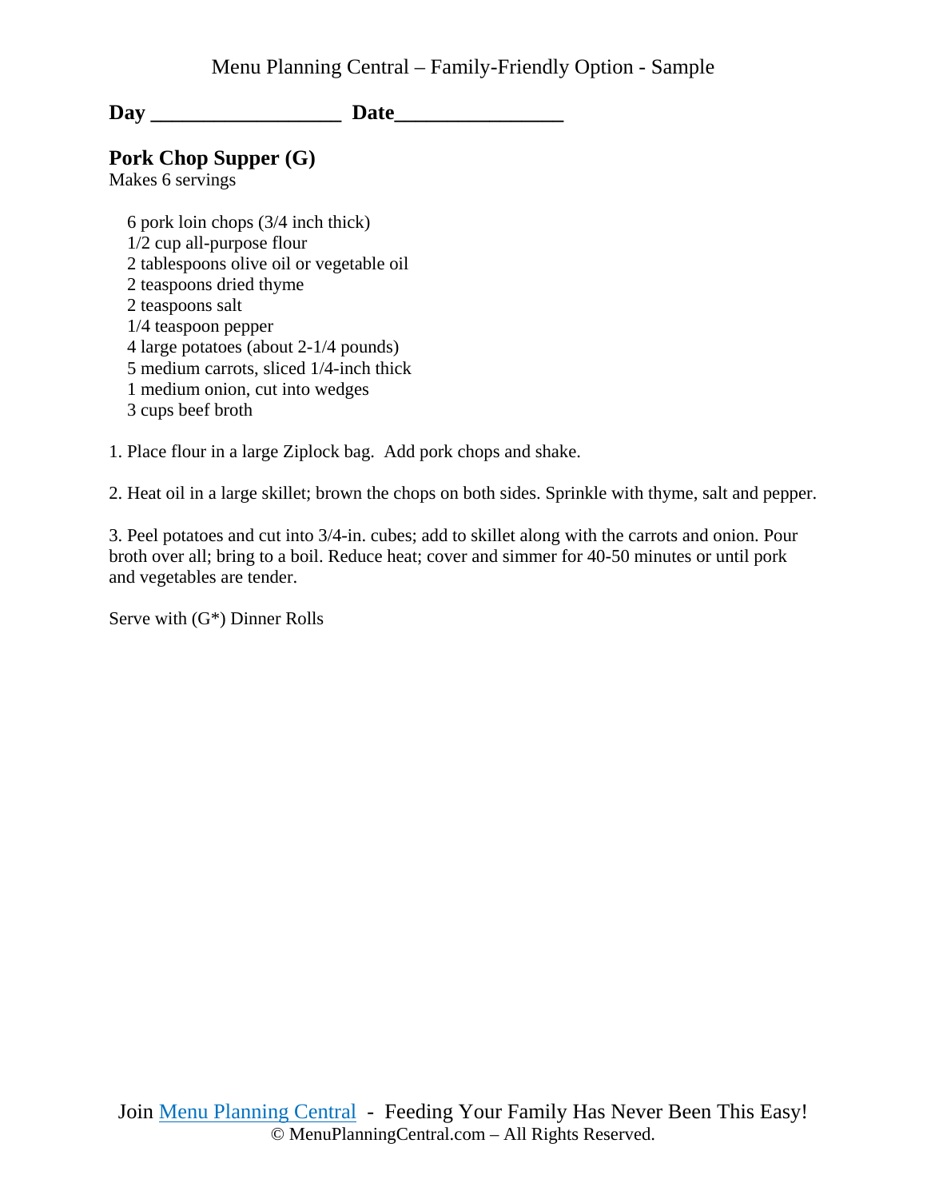**Day \_\_\_\_\_\_\_\_\_\_\_\_\_\_\_\_\_\_\_\_ Date\_\_\_\_\_\_\_\_\_\_\_\_\_\_\_\_\_\_**

## Pork Chop Supper (G)

Makes 6 servings

- 6 pork loin chops (3/4 inch thick)
- 1/2 cup all-purpose flour
- 2 tablespoons olive oil or vegetable oil
- 2 teaspoons dried thyme
- 2 teaspoons salt
- 1/4 teaspoon pepper
- 4 large potatoes (about 2-1/4 pounds)
- 5 medium carrots, sliced 1/4-inch thick
- 1 medium onion, cut into wedges
- 3 cups beef broth

1. Place flour in a large Ziplock bag. Add pork chops and shake.

2. Heat oil in a large skillet; brown the chops on both sides. Sprinkle with thyme, salt and pepper.

3. Peel potatoes and cut into 3/4-in. cubes; add to skillet along with the carrots and onion. Pour broth over all; bring to a boil. Reduce heat; cover and simmer for 40-50 minutes or until pork and vegetables are tender.

Serve with (G*) Dinner Rolls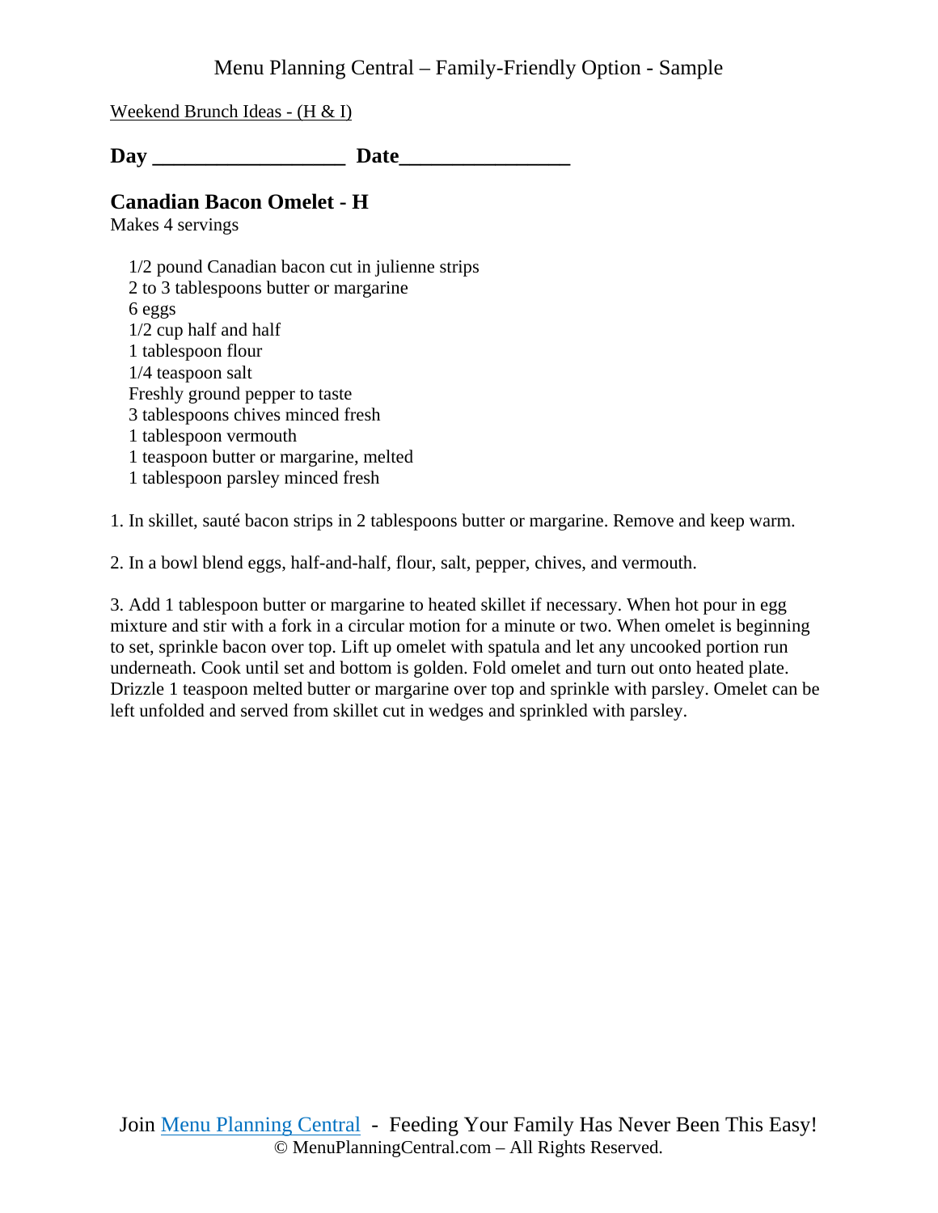Weekend Brunch Ideas - (H & I)

**Day \_\_\_\_\_\_\_\_\_\_\_\_\_\_\_\_\_\_\_ Date\_\_\_\_\_\_\_\_\_\_\_\_\_\_\_\_\_**

## Canadian Bacon Omelet - H

Makes 4 servings

- 1/2 pound Canadian bacon cut in julienne strips
- 2 to 3 tablespoons butter or margarine
- 6 eggs
- 1/2 cup half and half
- 1 tablespoon flour
- 1/4 teaspoon salt
- Freshly ground pepper to taste
- 3 tablespoons chives minced fresh
- 1 tablespoon vermouth
- 1 teaspoon butter or margarine, melted
- 1 tablespoon parsley minced fresh

1. In skillet, sauté bacon strips in 2 tablespoons butter or margarine. Remove and keep warm.

2. In a bowl blend eggs, half-and-half, flour, salt, pepper, chives, and vermouth.

3. Add 1 tablespoon butter or margarine to heated skillet if necessary. When hot pour in egg mixture and stir with a fork in a circular motion for a minute or two. When omelet is beginning to set, sprinkle bacon over top. Lift up omelet with spatula and let any uncooked portion run underneath. Cook until set and bottom is golden. Fold omelet and turn out onto heated plate. Drizzle 1 teaspoon melted butter or margarine over top and sprinkle with parsley. Omelet can be left unfolded and served from skillet cut in wedges and sprinkled with parsley.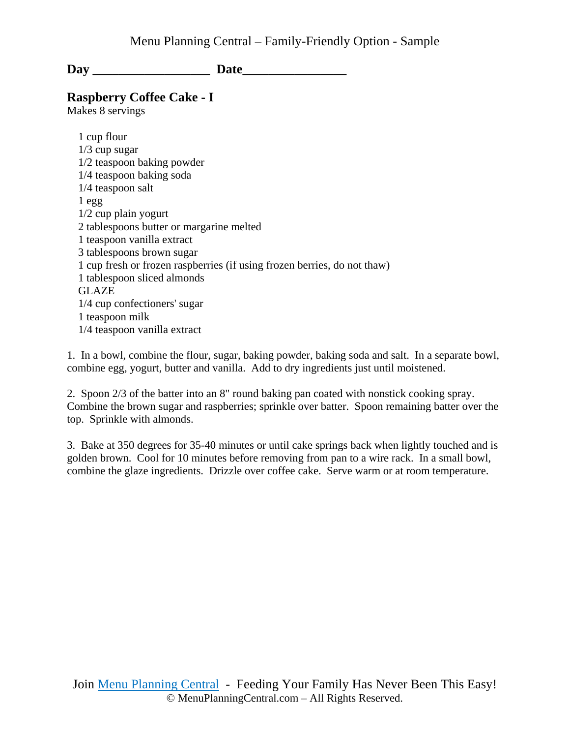**Day __________________ Date________________**

## Raspberry Coffee Cake - I

Makes 8 servings

1 cup flour
1/3 cup sugar
1/2 teaspoon baking powder
1/4 teaspoon baking soda
1/4 teaspoon salt
1 egg
1/2 cup plain yogurt
2 tablespoons butter or margarine melted
1 teaspoon vanilla extract
3 tablespoons brown sugar
1 cup fresh or frozen raspberries (if using frozen berries, do not thaw)
1 tablespoon sliced almonds
GLAZE
1/4 cup confectioners' sugar
1 teaspoon milk
1/4 teaspoon vanilla extract

1. In a bowl, combine the flour, sugar, baking powder, baking soda and salt. In a separate bowl, combine egg, yogurt, butter and vanilla. Add to dry ingredients just until moistened.

2. Spoon 2/3 of the batter into an 8" round baking pan coated with nonstick cooking spray. Combine the brown sugar and raspberries; sprinkle over batter. Spoon remaining batter over the top. Sprinkle with almonds.

3. Bake at 350 degrees for 35-40 minutes or until cake springs back when lightly touched and is golden brown. Cool for 10 minutes before removing from pan to a wire rack. In a small bowl, combine the glaze ingredients. Drizzle over coffee cake. Serve warm or at room temperature.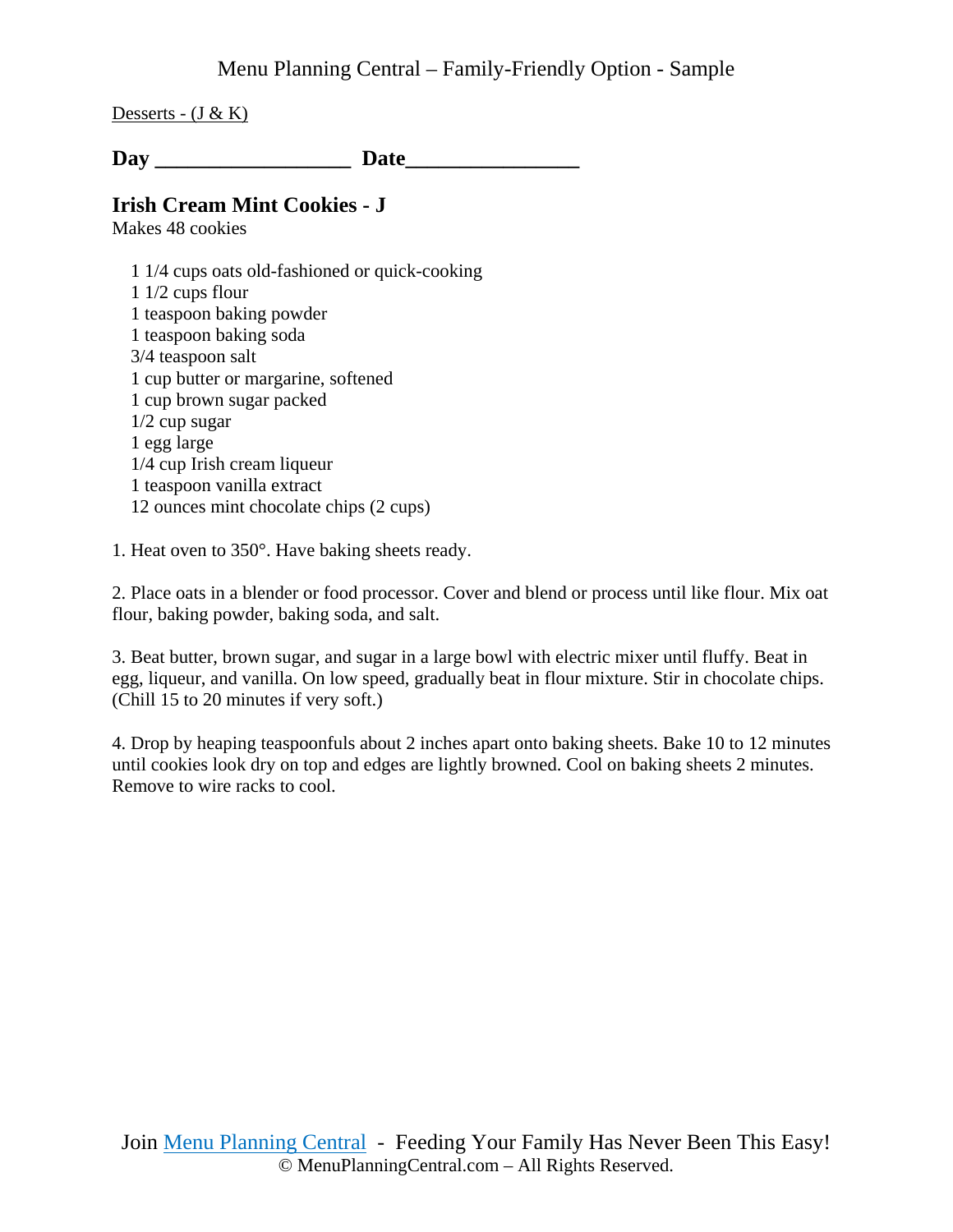Desserts - (J & K)

**Day \_\_\_\_\_\_\_\_\_\_\_\_\_\_\_\_\_\_\_ Date\_\_\_\_\_\_\_\_\_\_\_\_\_\_\_\_\_**

## Irish Cream Mint Cookies - J

Makes 48 cookies

- 1 1/4 cups oats old-fashioned or quick-cooking
- 1 1/2 cups flour
- 1 teaspoon baking powder
- 1 teaspoon baking soda
- 3/4 teaspoon salt
- 1 cup butter or margarine, softened
- 1 cup brown sugar packed
- 1/2 cup sugar
- 1 egg large
- 1/4 cup Irish cream liqueur
- 1 teaspoon vanilla extract
- 12 ounces mint chocolate chips (2 cups)

1. Heat oven to 350°. Have baking sheets ready.

2. Place oats in a blender or food processor. Cover and blend or process until like flour. Mix oat flour, baking powder, baking soda, and salt.

3. Beat butter, brown sugar, and sugar in a large bowl with electric mixer until fluffy. Beat in egg, liqueur, and vanilla. On low speed, gradually beat in flour mixture. Stir in chocolate chips. (Chill 15 to 20 minutes if very soft.)

4. Drop by heaping teaspoonfuls about 2 inches apart onto baking sheets. Bake 10 to 12 minutes until cookies look dry on top and edges are lightly browned. Cool on baking sheets 2 minutes. Remove to wire racks to cool.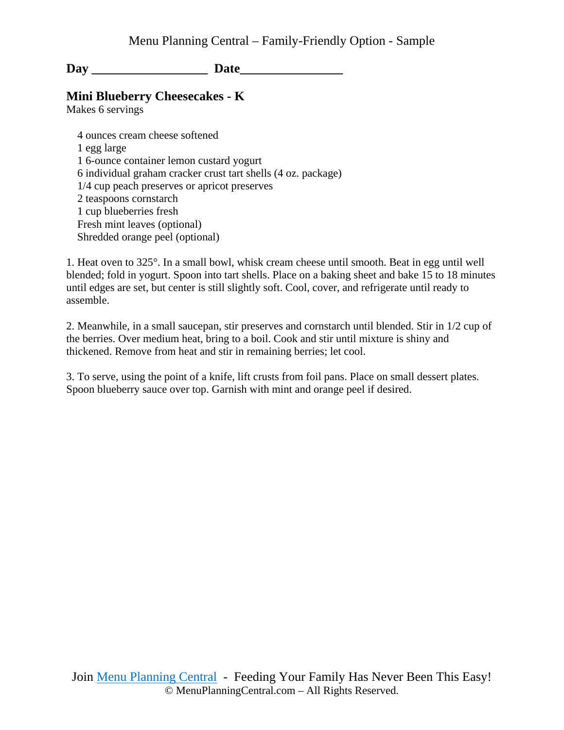**Day ________________ Date______________**

## Mini Blueberry Cheesecakes - K

Makes 6 servings

- 4 ounces cream cheese softened
- 1 egg large
- 1 6-ounce container lemon custard yogurt
- 6 individual graham cracker crust tart shells (4 oz. package)
- 1/4 cup peach preserves or apricot preserves
- 2 teaspoons cornstarch
- 1 cup blueberries fresh
- Fresh mint leaves (optional)
- Shredded orange peel (optional)

1. Heat oven to 325°. In a small bowl, whisk cream cheese until smooth. Beat in egg until well blended; fold in yogurt. Spoon into tart shells. Place on a baking sheet and bake 15 to 18 minutes until edges are set, but center is still slightly soft. Cool, cover, and refrigerate until ready to assemble.

2. Meanwhile, in a small saucepan, stir preserves and cornstarch until blended. Stir in 1/2 cup of the berries. Over medium heat, bring to a boil. Cook and stir until mixture is shiny and thickened. Remove from heat and stir in remaining berries; let cool.

3. To serve, using the point of a knife, lift crusts from foil pans. Place on small dessert plates. Spoon blueberry sauce over top. Garnish with mint and orange peel if desired.